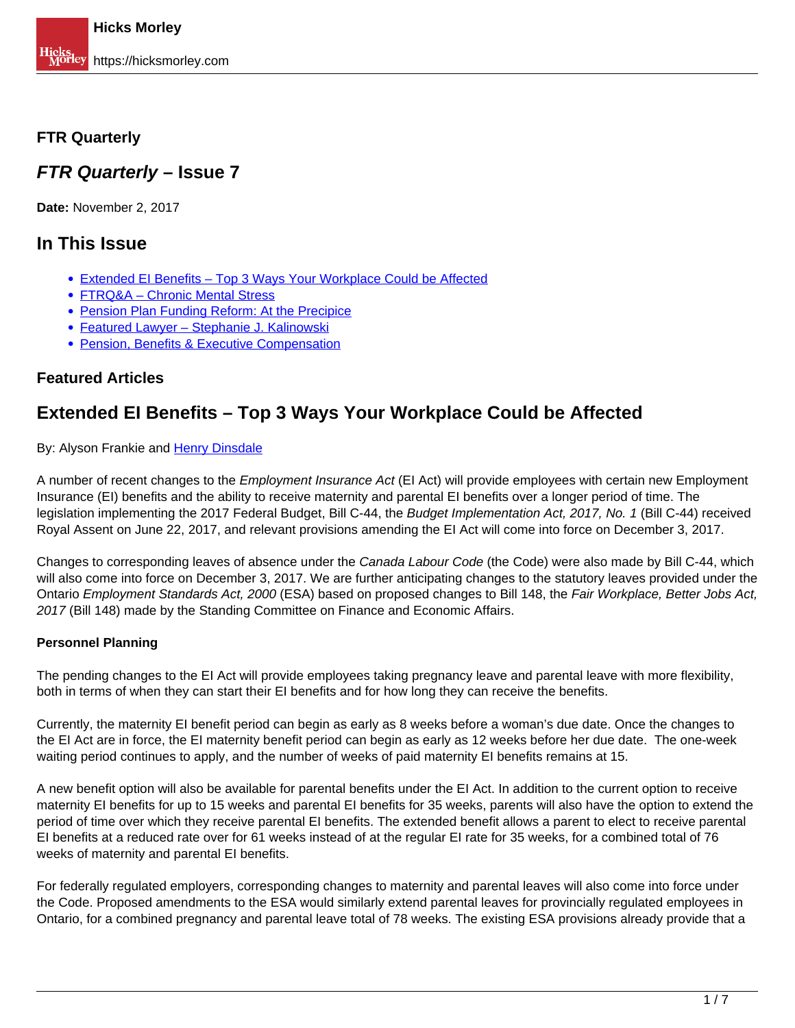## FTR Quarterly

## *FTR Quarterly* – Issue 7

**Date:** November 2, 2017

## In This Issue

- [Extended EI Benefits – Top 3 Ways Your Workplace Could be Affected]
- [FTRQ&A – Chronic Mental Stress]
- [Pension Plan Funding Reform: At the Precipice]
- [Featured Lawyer – Stephanie J. Kalinowski]
- [Pension, Benefits & Executive Compensation]

### Featured Articles

## Extended EI Benefits – Top 3 Ways Your Workplace Could be Affected

By: Alyson Frankie and Henry Dinsdale

A number of recent changes to the *Employment Insurance Act* (EI Act) will provide employees with certain new Employment Insurance (EI) benefits and the ability to receive maternity and parental EI benefits over a longer period of time. The legislation implementing the 2017 Federal Budget, Bill C-44, the *Budget Implementation Act, 2017, No. 1* (Bill C-44) received Royal Assent on June 22, 2017, and relevant provisions amending the EI Act will come into force on December 3, 2017.

Changes to corresponding leaves of absence under the *Canada Labour Code* (the Code) were also made by Bill C-44, which will also come into force on December 3, 2017. We are further anticipating changes to the statutory leaves provided under the Ontario *Employment Standards Act, 2000* (ESA) based on proposed changes to Bill 148, the *Fair Workplace, Better Jobs Act, 2017* (Bill 148) made by the Standing Committee on Finance and Economic Affairs.

**Personnel Planning**

The pending changes to the EI Act will provide employees taking pregnancy leave and parental leave with more flexibility, both in terms of when they can start their EI benefits and for how long they can receive the benefits.

Currently, the maternity EI benefit period can begin as early as 8 weeks before a woman's due date. Once the changes to the EI Act are in force, the EI maternity benefit period can begin as early as 12 weeks before her due date. The one-week waiting period continues to apply, and the number of weeks of paid maternity EI benefits remains at 15.

A new benefit option will also be available for parental benefits under the EI Act. In addition to the current option to receive maternity EI benefits for up to 15 weeks and parental EI benefits for 35 weeks, parents will also have the option to extend the period of time over which they receive parental EI benefits. The extended benefit allows a parent to elect to receive parental EI benefits at a reduced rate over for 61 weeks instead of at the regular EI rate for 35 weeks, for a combined total of 76 weeks of maternity and parental EI benefits.

For federally regulated employers, corresponding changes to maternity and parental leaves will also come into force under the Code. Proposed amendments to the ESA would similarly extend parental leaves for provincially regulated employees in Ontario, for a combined pregnancy and parental leave total of 78 weeks. The existing ESA provisions already provide that a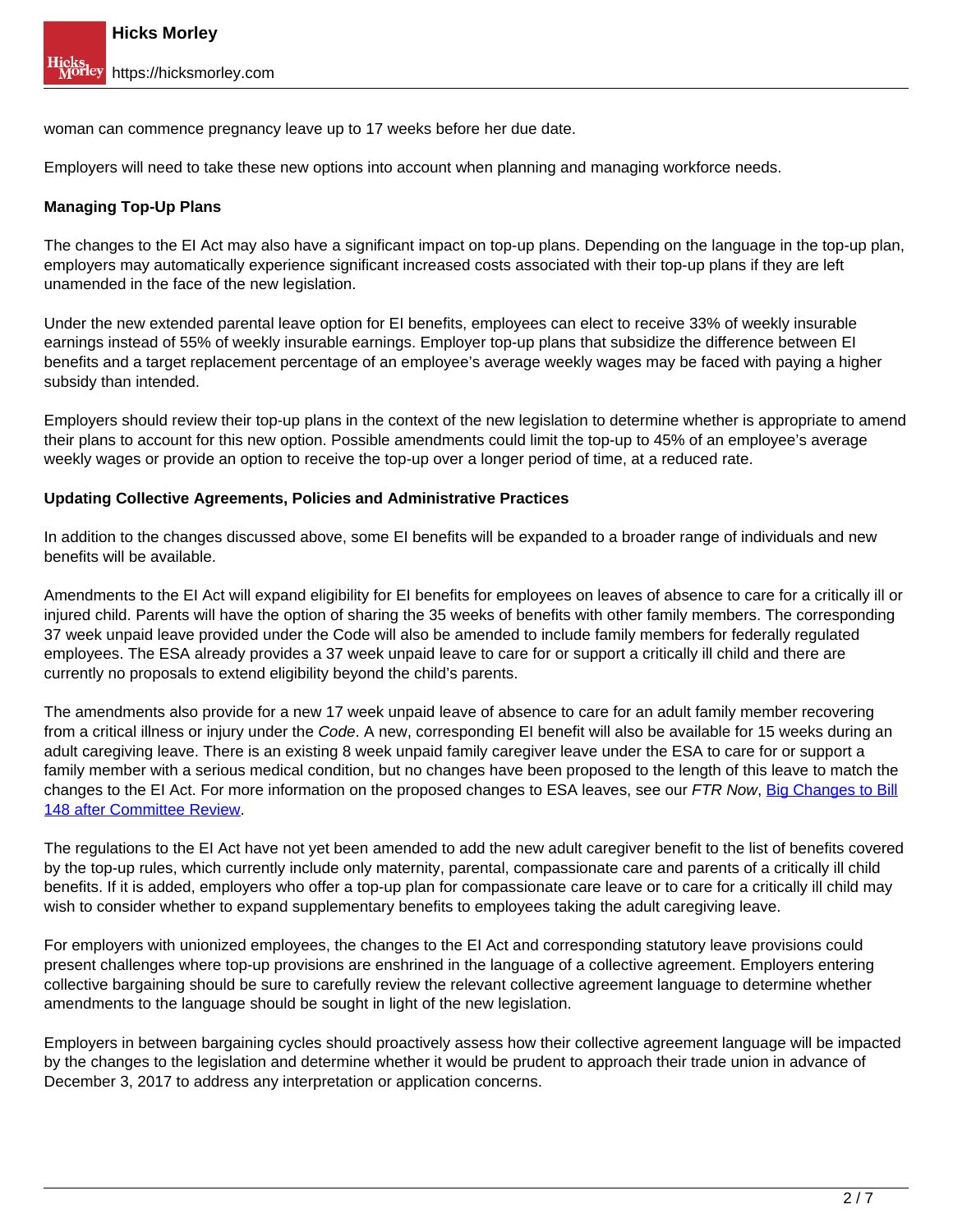woman can commence pregnancy leave up to 17 weeks before her due date.

Employers will need to take these new options into account when planning and managing workforce needs.

**Managing Top-Up Plans**

The changes to the EI Act may also have a significant impact on top-up plans. Depending on the language in the top-up plan, employers may automatically experience significant increased costs associated with their top-up plans if they are left unamended in the face of the new legislation.

Under the new extended parental leave option for EI benefits, employees can elect to receive 33% of weekly insurable earnings instead of 55% of weekly insurable earnings. Employer top-up plans that subsidize the difference between EI benefits and a target replacement percentage of an employee's average weekly wages may be faced with paying a higher subsidy than intended.

Employers should review their top-up plans in the context of the new legislation to determine whether is appropriate to amend their plans to account for this new option. Possible amendments could limit the top-up to 45% of an employee's average weekly wages or provide an option to receive the top-up over a longer period of time, at a reduced rate.

**Updating Collective Agreements, Policies and Administrative Practices**

In addition to the changes discussed above, some EI benefits will be expanded to a broader range of individuals and new benefits will be available.

Amendments to the EI Act will expand eligibility for EI benefits for employees on leaves of absence to care for a critically ill or injured child. Parents will have the option of sharing the 35 weeks of benefits with other family members. The corresponding 37 week unpaid leave provided under the Code will also be amended to include family members for federally regulated employees. The ESA already provides a 37 week unpaid leave to care for or support a critically ill child and there are currently no proposals to extend eligibility beyond the child's parents.

The amendments also provide for a new 17 week unpaid leave of absence to care for an adult family member recovering from a critical illness or injury under the *Code*. A new, corresponding EI benefit will also be available for 15 weeks during an adult caregiving leave. There is an existing 8 week unpaid family caregiver leave under the ESA to care for or support a family member with a serious medical condition, but no changes have been proposed to the length of this leave to match the changes to the EI Act. For more information on the proposed changes to ESA leaves, see our *FTR Now*, [Big Changes to Bill 148 after Committee Review](#).

The regulations to the EI Act have not yet been amended to add the new adult caregiver benefit to the list of benefits covered by the top-up rules, which currently include only maternity, parental, compassionate care and parents of a critically ill child benefits. If it is added, employers who offer a top-up plan for compassionate care leave or to care for a critically ill child may wish to consider whether to expand supplementary benefits to employees taking the adult caregiving leave.

For employers with unionized employees, the changes to the EI Act and corresponding statutory leave provisions could present challenges where top-up provisions are enshrined in the language of a collective agreement. Employers entering collective bargaining should be sure to carefully review the relevant collective agreement language to determine whether amendments to the language should be sought in light of the new legislation.

Employers in between bargaining cycles should proactively assess how their collective agreement language will be impacted by the changes to the legislation and determine whether it would be prudent to approach their trade union in advance of December 3, 2017 to address any interpretation or application concerns.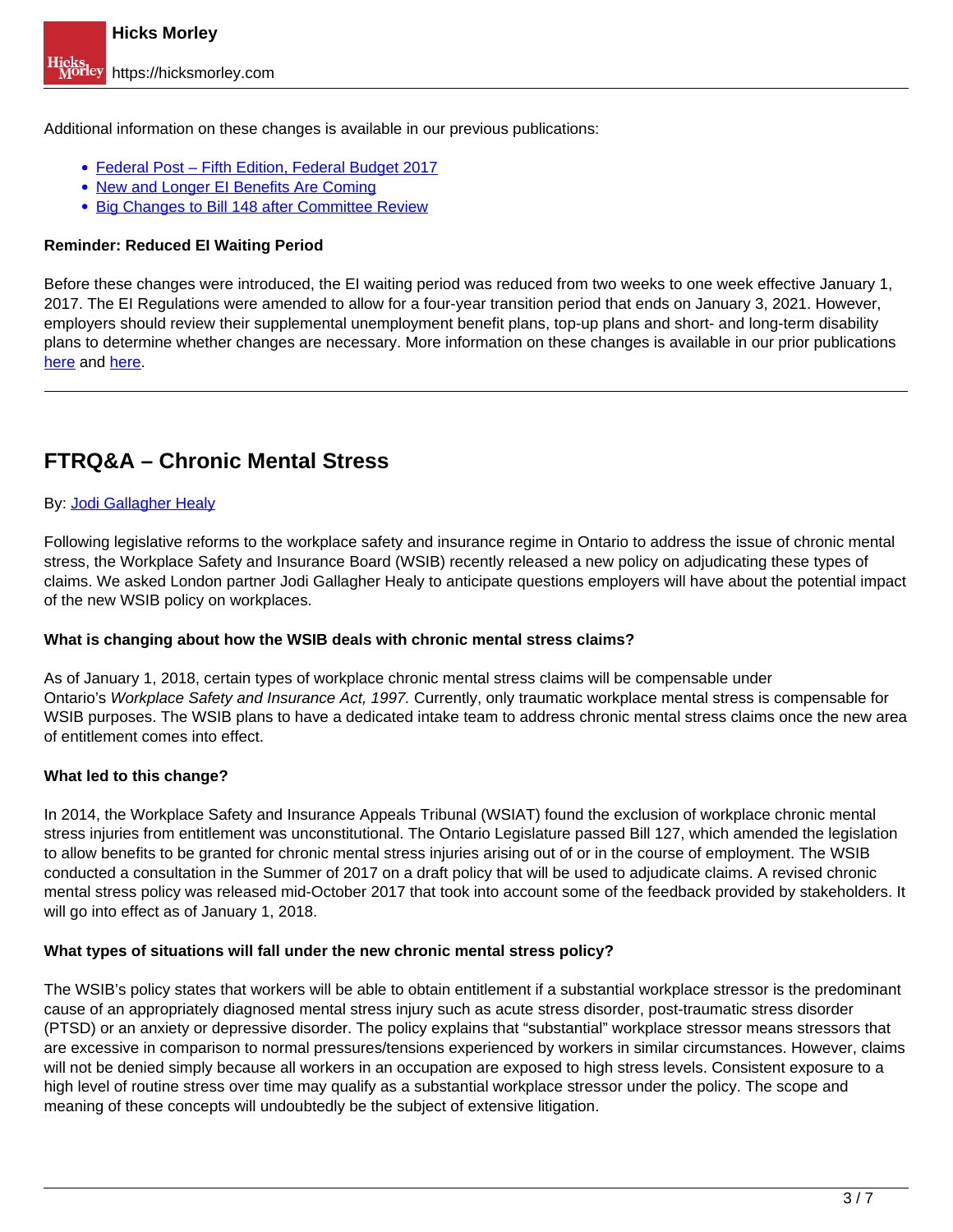Additional information on these changes is available in our previous publications:

- Federal Post – Fifth Edition, Federal Budget 2017
- New and Longer EI Benefits Are Coming
- Big Changes to Bill 148 after Committee Review

**Reminder: Reduced EI Waiting Period**

Before these changes were introduced, the EI waiting period was reduced from two weeks to one week effective January 1, 2017. The EI Regulations were amended to allow for a four-year transition period that ends on January 3, 2021. However, employers should review their supplemental unemployment benefit plans, top-up plans and short- and long-term disability plans to determine whether changes are necessary. More information on these changes is available in our prior publications here and here.

---

## FTRQ&A – Chronic Mental Stress

By: Jodi Gallagher Healy

Following legislative reforms to the workplace safety and insurance regime in Ontario to address the issue of chronic mental stress, the Workplace Safety and Insurance Board (WSIB) recently released a new policy on adjudicating these types of claims. We asked London partner Jodi Gallagher Healy to anticipate questions employers will have about the potential impact of the new WSIB policy on workplaces.

**What is changing about how the WSIB deals with chronic mental stress claims?**

As of January 1, 2018, certain types of workplace chronic mental stress claims will be compensable under Ontario's *Workplace Safety and Insurance Act, 1997.* Currently, only traumatic workplace mental stress is compensable for WSIB purposes. The WSIB plans to have a dedicated intake team to address chronic mental stress claims once the new area of entitlement comes into effect.

**What led to this change?**

In 2014, the Workplace Safety and Insurance Appeals Tribunal (WSIAT) found the exclusion of workplace chronic mental stress injuries from entitlement was unconstitutional. The Ontario Legislature passed Bill 127, which amended the legislation to allow benefits to be granted for chronic mental stress injuries arising out of or in the course of employment. The WSIB conducted a consultation in the Summer of 2017 on a draft policy that will be used to adjudicate claims. A revised chronic mental stress policy was released mid-October 2017 that took into account some of the feedback provided by stakeholders. It will go into effect as of January 1, 2018.

**What types of situations will fall under the new chronic mental stress policy?**

The WSIB's policy states that workers will be able to obtain entitlement if a substantial workplace stressor is the predominant cause of an appropriately diagnosed mental stress injury such as acute stress disorder, post-traumatic stress disorder (PTSD) or an anxiety or depressive disorder. The policy explains that "substantial" workplace stressor means stressors that are excessive in comparison to normal pressures/tensions experienced by workers in similar circumstances. However, claims will not be denied simply because all workers in an occupation are exposed to high stress levels. Consistent exposure to a high level of routine stress over time may qualify as a substantial workplace stressor under the policy. The scope and meaning of these concepts will undoubtedly be the subject of extensive litigation.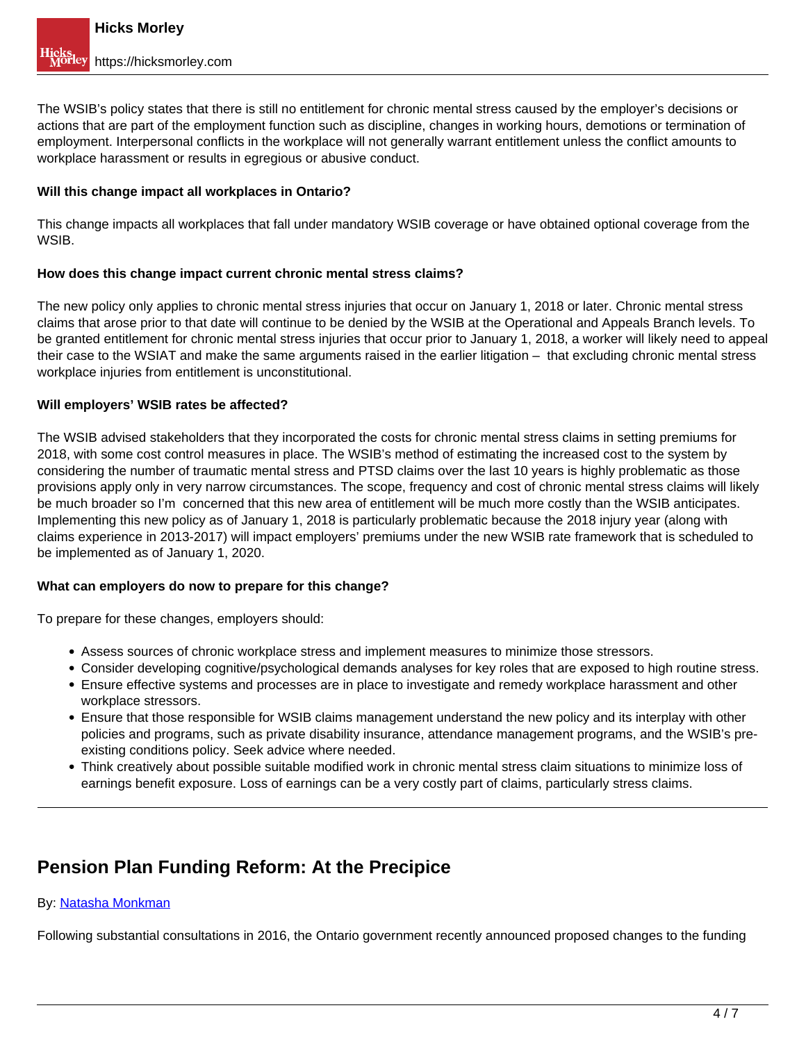The WSIB's policy states that there is still no entitlement for chronic mental stress caused by the employer's decisions or actions that are part of the employment function such as discipline, changes in working hours, demotions or termination of employment. Interpersonal conflicts in the workplace will not generally warrant entitlement unless the conflict amounts to workplace harassment or results in egregious or abusive conduct.

**Will this change impact all workplaces in Ontario?**

This change impacts all workplaces that fall under mandatory WSIB coverage or have obtained optional coverage from the WSIB.

**How does this change impact current chronic mental stress claims?**

The new policy only applies to chronic mental stress injuries that occur on January 1, 2018 or later. Chronic mental stress claims that arose prior to that date will continue to be denied by the WSIB at the Operational and Appeals Branch levels. To be granted entitlement for chronic mental stress injuries that occur prior to January 1, 2018, a worker will likely need to appeal their case to the WSIAT and make the same arguments raised in the earlier litigation – that excluding chronic mental stress workplace injuries from entitlement is unconstitutional.

**Will employers' WSIB rates be affected?**

The WSIB advised stakeholders that they incorporated the costs for chronic mental stress claims in setting premiums for 2018, with some cost control measures in place. The WSIB's method of estimating the increased cost to the system by considering the number of traumatic mental stress and PTSD claims over the last 10 years is highly problematic as those provisions apply only in very narrow circumstances. The scope, frequency and cost of chronic mental stress claims will likely be much broader so I'm concerned that this new area of entitlement will be much more costly than the WSIB anticipates. Implementing this new policy as of January 1, 2018 is particularly problematic because the 2018 injury year (along with claims experience in 2013-2017) will impact employers' premiums under the new WSIB rate framework that is scheduled to be implemented as of January 1, 2020.

**What can employers do now to prepare for this change?**

To prepare for these changes, employers should:

- Assess sources of chronic workplace stress and implement measures to minimize those stressors.
- Consider developing cognitive/psychological demands analyses for key roles that are exposed to high routine stress.
- Ensure effective systems and processes are in place to investigate and remedy workplace harassment and other workplace stressors.
- Ensure that those responsible for WSIB claims management understand the new policy and its interplay with other policies and programs, such as private disability insurance, attendance management programs, and the WSIB's pre-existing conditions policy. Seek advice where needed.
- Think creatively about possible suitable modified work in chronic mental stress claim situations to minimize loss of earnings benefit exposure. Loss of earnings can be a very costly part of claims, particularly stress claims.

---

## Pension Plan Funding Reform: At the Precipice

By: Natasha Monkman

Following substantial consultations in 2016, the Ontario government recently announced proposed changes to the funding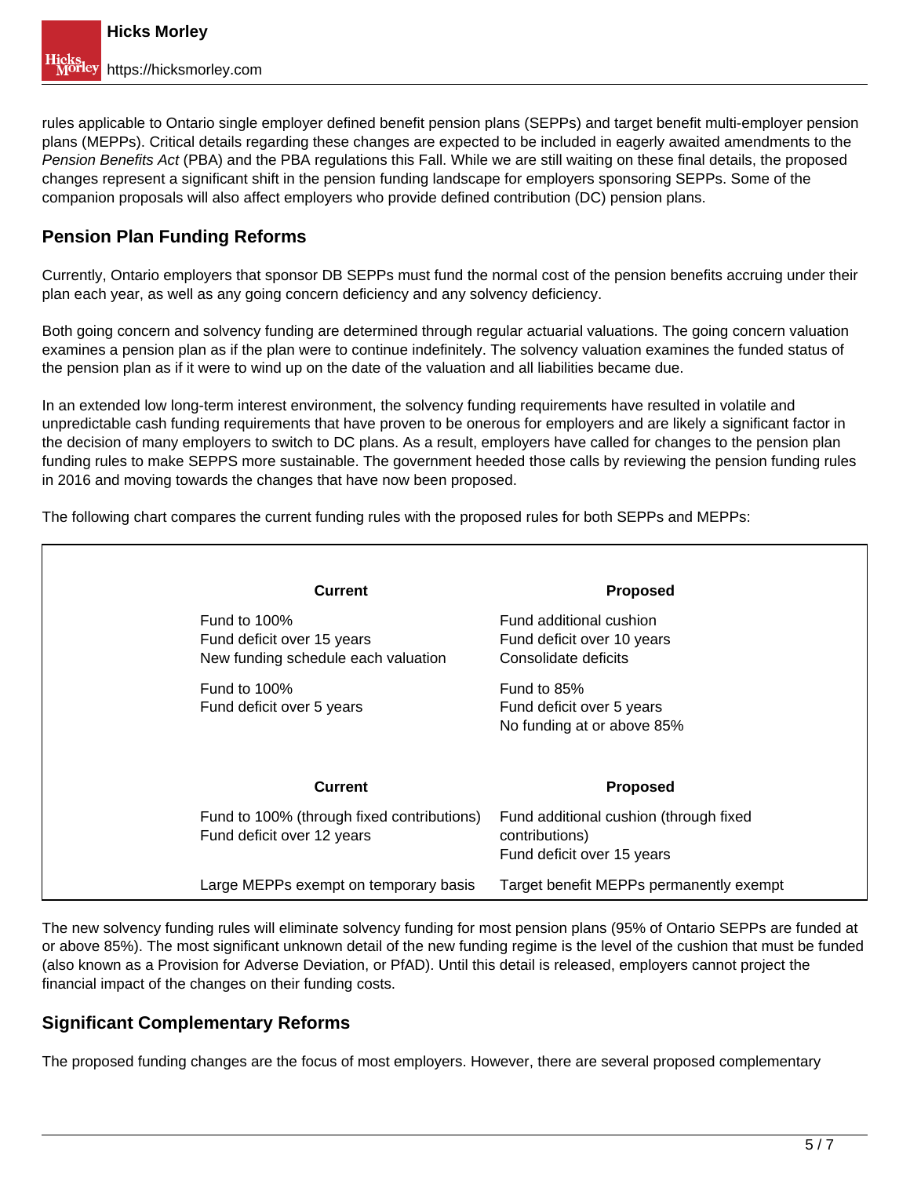rules applicable to Ontario single employer defined benefit pension plans (SEPPs) and target benefit multi-employer pension plans (MEPPs). Critical details regarding these changes are expected to be included in eagerly awaited amendments to the *Pension Benefits Act* (PBA) and the PBA regulations this Fall. While we are still waiting on these final details, the proposed changes represent a significant shift in the pension funding landscape for employers sponsoring SEPPs. Some of the companion proposals will also affect employers who provide defined contribution (DC) pension plans.

## Pension Plan Funding Reforms

Currently, Ontario employers that sponsor DB SEPPs must fund the normal cost of the pension benefits accruing under their plan each year, as well as any going concern deficiency and any solvency deficiency.

Both going concern and solvency funding are determined through regular actuarial valuations. The going concern valuation examines a pension plan as if the plan were to continue indefinitely. The solvency valuation examines the funded status of the pension plan as if it were to wind up on the date of the valuation and all liabilities became due.

In an extended low long-term interest environment, the solvency funding requirements have resulted in volatile and unpredictable cash funding requirements that have proven to be onerous for employers and are likely a significant factor in the decision of many employers to switch to DC plans. As a result, employers have called for changes to the pension plan funding rules to make SEPPS more sustainable. The government heeded those calls by reviewing the pension funding rules in 2016 and moving towards the changes that have now been proposed.

The following chart compares the current funding rules with the proposed rules for both SEPPs and MEPPs:

| | Current | Proposed |
|---|---|---|
| | Fund to 100%<br>Fund deficit over 15 years<br>New funding schedule each valuation | Fund additional cushion<br>Fund deficit over 10 years<br>Consolidate deficits |
| | Fund to 100%<br>Fund deficit over 5 years | Fund to 85%<br>Fund deficit over 5 years<br>No funding at or above 85% |
| | **Current** | **Proposed** |
| | Fund to 100% (through fixed contributions)<br>Fund deficit over 12 years | Fund additional cushion (through fixed contributions)<br>Fund deficit over 15 years |
| | Large MEPPs exempt on temporary basis | Target benefit MEPPs permanently exempt |

The new solvency funding rules will eliminate solvency funding for most pension plans (95% of Ontario SEPPs are funded at or above 85%). The most significant unknown detail of the new funding regime is the level of the cushion that must be funded (also known as a Provision for Adverse Deviation, or PfAD). Until this detail is released, employers cannot project the financial impact of the changes on their funding costs.

## Significant Complementary Reforms

The proposed funding changes are the focus of most employers. However, there are several proposed complementary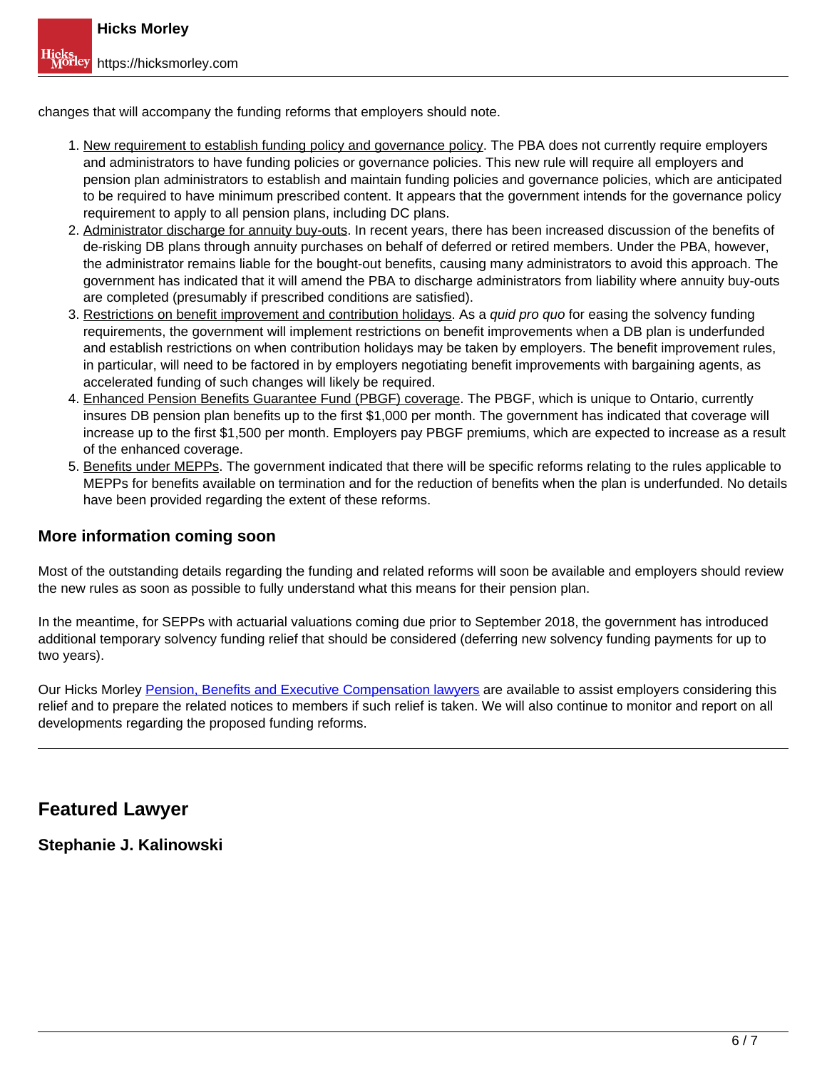changes that will accompany the funding reforms that employers should note.

1. New requirement to establish funding policy and governance policy. The PBA does not currently require employers and administrators to have funding policies or governance policies. This new rule will require all employers and pension plan administrators to establish and maintain funding policies and governance policies, which are anticipated to be required to have minimum prescribed content. It appears that the government intends for the governance policy requirement to apply to all pension plans, including DC plans.
2. Administrator discharge for annuity buy-outs. In recent years, there has been increased discussion of the benefits of de-risking DB plans through annuity purchases on behalf of deferred or retired members. Under the PBA, however, the administrator remains liable for the bought-out benefits, causing many administrators to avoid this approach. The government has indicated that it will amend the PBA to discharge administrators from liability where annuity buy-outs are completed (presumably if prescribed conditions are satisfied).
3. Restrictions on benefit improvement and contribution holidays. As a *quid pro quo* for easing the solvency funding requirements, the government will implement restrictions on benefit improvements when a DB plan is underfunded and establish restrictions on when contribution holidays may be taken by employers. The benefit improvement rules, in particular, will need to be factored in by employers negotiating benefit improvements with bargaining agents, as accelerated funding of such changes will likely be required.
4. Enhanced Pension Benefits Guarantee Fund (PBGF) coverage. The PBGF, which is unique to Ontario, currently insures DB pension plan benefits up to the first $1,000 per month. The government has indicated that coverage will increase up to the first $1,500 per month. Employers pay PBGF premiums, which are expected to increase as a result of the enhanced coverage.
5. Benefits under MEPPs. The government indicated that there will be specific reforms relating to the rules applicable to MEPPs for benefits available on termination and for the reduction of benefits when the plan is underfunded. No details have been provided regarding the extent of these reforms.

### More information coming soon

Most of the outstanding details regarding the funding and related reforms will soon be available and employers should review the new rules as soon as possible to fully understand what this means for their pension plan.

In the meantime, for SEPPs with actuarial valuations coming due prior to September 2018, the government has introduced additional temporary solvency funding relief that should be considered (deferring new solvency funding payments for up to two years).

Our Hicks Morley Pension, Benefits and Executive Compensation lawyers are available to assist employers considering this relief and to prepare the related notices to members if such relief is taken. We will also continue to monitor and report on all developments regarding the proposed funding reforms.

---

## Featured Lawyer

### Stephanie J. Kalinowski